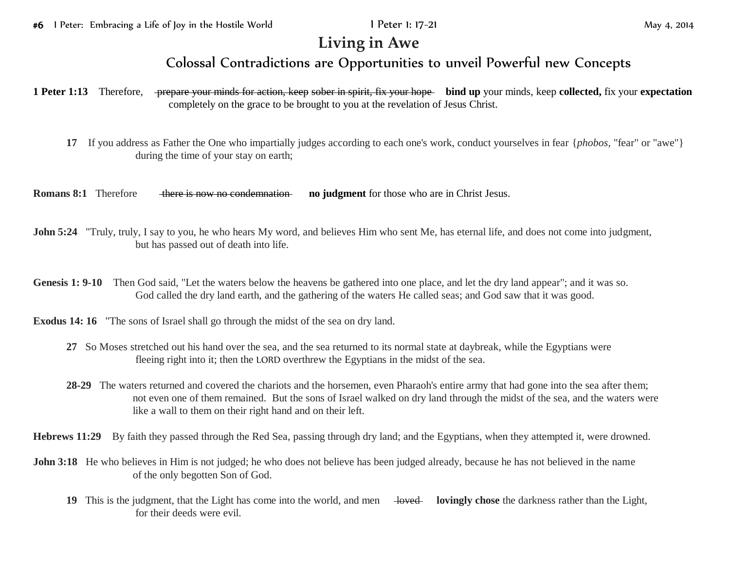#6 1 Peter: Embracing a Life of Joy in the Hostile World 1 Peter 1: 17-21 May 4, 2014

# Living in Awe

## Colossal Contradictions are Opportunities to unveil Powerful new Concepts

**1 Peter 1:13** Therefore, ~~prepare your minds for action, keep sober in spirit, fix your hope~~ **bind up** your minds, keep **collected,** fix your **expectation** completely on the grace to be brought to you at the revelation of Jesus Christ.

**17** If you address as Father the One who impartially judges according to each one's work, conduct yourselves in fear {*phobos,* "fear" or "awe"} during the time of your stay on earth;

**Romans 8:1** Therefore ~~there is now no condemnation~~ **no judgment** for those who are in Christ Jesus.

**John 5:24** "Truly, truly, I say to you, he who hears My word, and believes Him who sent Me, has eternal life, and does not come into judgment, but has passed out of death into life.

**Genesis 1: 9-10** Then God said, "Let the waters below the heavens be gathered into one place, and let the dry land appear"; and it was so. God called the dry land earth, and the gathering of the waters He called seas; and God saw that it was good.

**Exodus 14: 16** "The sons of Israel shall go through the midst of the sea on dry land.

**27** So Moses stretched out his hand over the sea, and the sea returned to its normal state at daybreak, while the Egyptians were fleeing right into it; then the LORD overthrew the Egyptians in the midst of the sea.

**28-29** The waters returned and covered the chariots and the horsemen, even Pharaoh's entire army that had gone into the sea after them; not even one of them remained. But the sons of Israel walked on dry land through the midst of the sea, and the waters were like a wall to them on their right hand and on their left.

**Hebrews 11:29** By faith they passed through the Red Sea, passing through dry land; and the Egyptians, when they attempted it, were drowned.

**John 3:18** He who believes in Him is not judged; he who does not believe has been judged already, because he has not believed in the name of the only begotten Son of God.

**19** This is the judgment, that the Light has come into the world, and men ~~loved~~ **lovingly chose** the darkness rather than the Light, for their deeds were evil.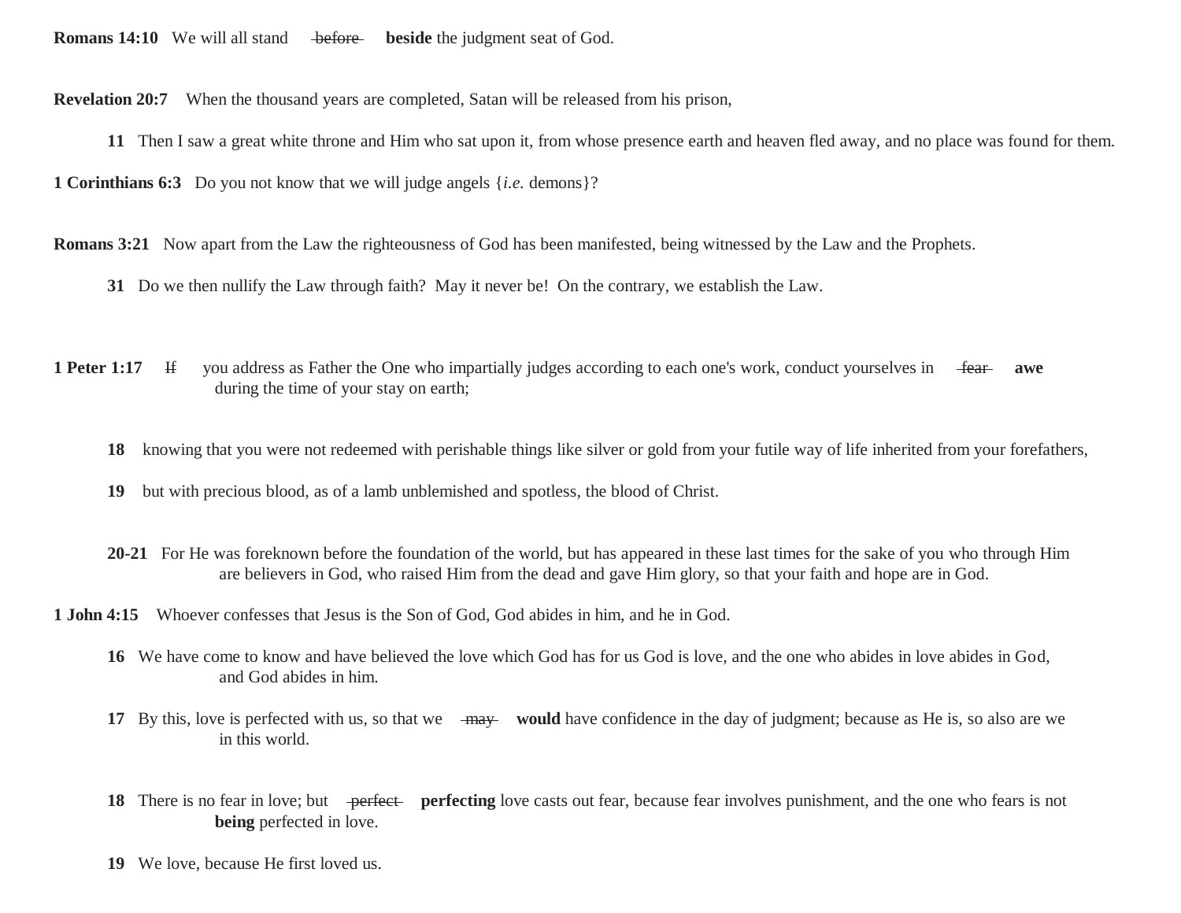**Romans 14:10** We will all stand ~~before~~ **beside** the judgment seat of God.

**Revelation 20:7** When the thousand years are completed, Satan will be released from his prison,

**11** Then I saw a great white throne and Him who sat upon it, from whose presence earth and heaven fled away, and no place was found for them.

**1 Corinthians 6:3** Do you not know that we will judge angels {*i.e.* demons}?

**Romans 3:21** Now apart from the Law the righteousness of God has been manifested, being witnessed by the Law and the Prophets.

**31** Do we then nullify the Law through faith? May it never be! On the contrary, we establish the Law.

**1 Peter 1:17** ~~If~~ you address as Father the One who impartially judges according to each one's work, conduct yourselves in ~~fear~~ **awe** during the time of your stay on earth;

**18** knowing that you were not redeemed with perishable things like silver or gold from your futile way of life inherited from your forefathers,

**19** but with precious blood, as of a lamb unblemished and spotless, the blood of Christ.

**20-21** For He was foreknown before the foundation of the world, but has appeared in these last times for the sake of you who through Him are believers in God, who raised Him from the dead and gave Him glory, so that your faith and hope are in God.

**1 John 4:15** Whoever confesses that Jesus is the Son of God, God abides in him, and he in God.

**16** We have come to know and have believed the love which God has for us God is love, and the one who abides in love abides in God, and God abides in him.

**17** By this, love is perfected with us, so that we ~~may~~ **would** have confidence in the day of judgment; because as He is, so also are we in this world.

**18** There is no fear in love; but ~~perfect~~ **perfecting** love casts out fear, because fear involves punishment, and the one who fears is not **being** perfected in love.

**19** We love, because He first loved us.